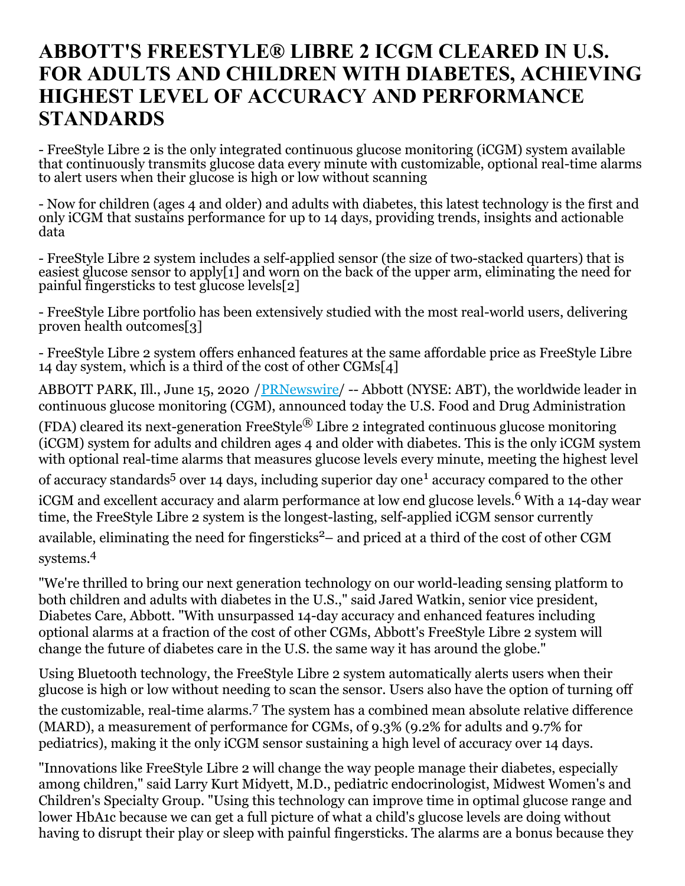# ABBOTT'S FREESTYLE® LIBRE 2 ICGM CLEARED IN U.S. FOR ADULTS AND CHILDREN WITH DIABETES, ACHIEVING HIGHEST LEVEL OF ACCURACY AND PERFORMANCE STANDARDS

- FreeStyle Libre 2 is the only integrated continuous glucose monitoring (iCGM) system available that continuously transmits glucose data every minute with customizable, optional real-time alarms to alert users when their glucose is high or low without scanning

- Now for children (ages 4 and older) and adults with diabetes, this latest technology is the first and only iCGM that sustains performance for up to 14 days, providing trends, insights and actionable data

- FreeStyle Libre 2 system includes a self-applied sensor (the size of two-stacked quarters) that is easiest glucose sensor to apply[1] and worn on the back of the upper arm, eliminating the need for painful fingersticks to test glucose levels[2]

- FreeStyle Libre portfolio has been extensively studied with the most real-world users, delivering proven health outcomes[3]

- FreeStyle Libre 2 system offers enhanced features at the same affordable price as FreeStyle Libre 14 day system, which is a third of the cost of other CGMs[4]

ABBOTT PARK, Ill., June 15, 2020 /PRNewswire/ -- Abbott (NYSE: ABT), the worldwide leader in continuous glucose monitoring (CGM), announced today the U.S. Food and Drug Administration (FDA) cleared its next-generation FreeStyle® Libre 2 integrated continuous glucose monitoring (iCGM) system for adults and children ages 4 and older with diabetes. This is the only iCGM system with optional real-time alarms that measures glucose levels every minute, meeting the highest level of accuracy standards[5] over 14 days, including superior day one[1] accuracy compared to the other iCGM and excellent accuracy and alarm performance at low end glucose levels.[6] With a 14-day wear time, the FreeStyle Libre 2 system is the longest-lasting, self-applied iCGM sensor currently available, eliminating the need for fingersticks[2]– and priced at a third of the cost of other CGM systems.[4]

"We're thrilled to bring our next generation technology on our world-leading sensing platform to both children and adults with diabetes in the U.S.," said Jared Watkin, senior vice president, Diabetes Care, Abbott. "With unsurpassed 14-day accuracy and enhanced features including optional alarms at a fraction of the cost of other CGMs, Abbott's FreeStyle Libre 2 system will change the future of diabetes care in the U.S. the same way it has around the globe."

Using Bluetooth technology, the FreeStyle Libre 2 system automatically alerts users when their glucose is high or low without needing to scan the sensor. Users also have the option of turning off the customizable, real-time alarms.[7] The system has a combined mean absolute relative difference (MARD), a measurement of performance for CGMs, of 9.3% (9.2% for adults and 9.7% for pediatrics), making it the only iCGM sensor sustaining a high level of accuracy over 14 days.

"Innovations like FreeStyle Libre 2 will change the way people manage their diabetes, especially among children," said Larry Kurt Midyett, M.D., pediatric endocrinologist, Midwest Women's and Children's Specialty Group. "Using this technology can improve time in optimal glucose range and lower HbA1c because we can get a full picture of what a child's glucose levels are doing without having to disrupt their play or sleep with painful fingersticks. The alarms are a bonus because they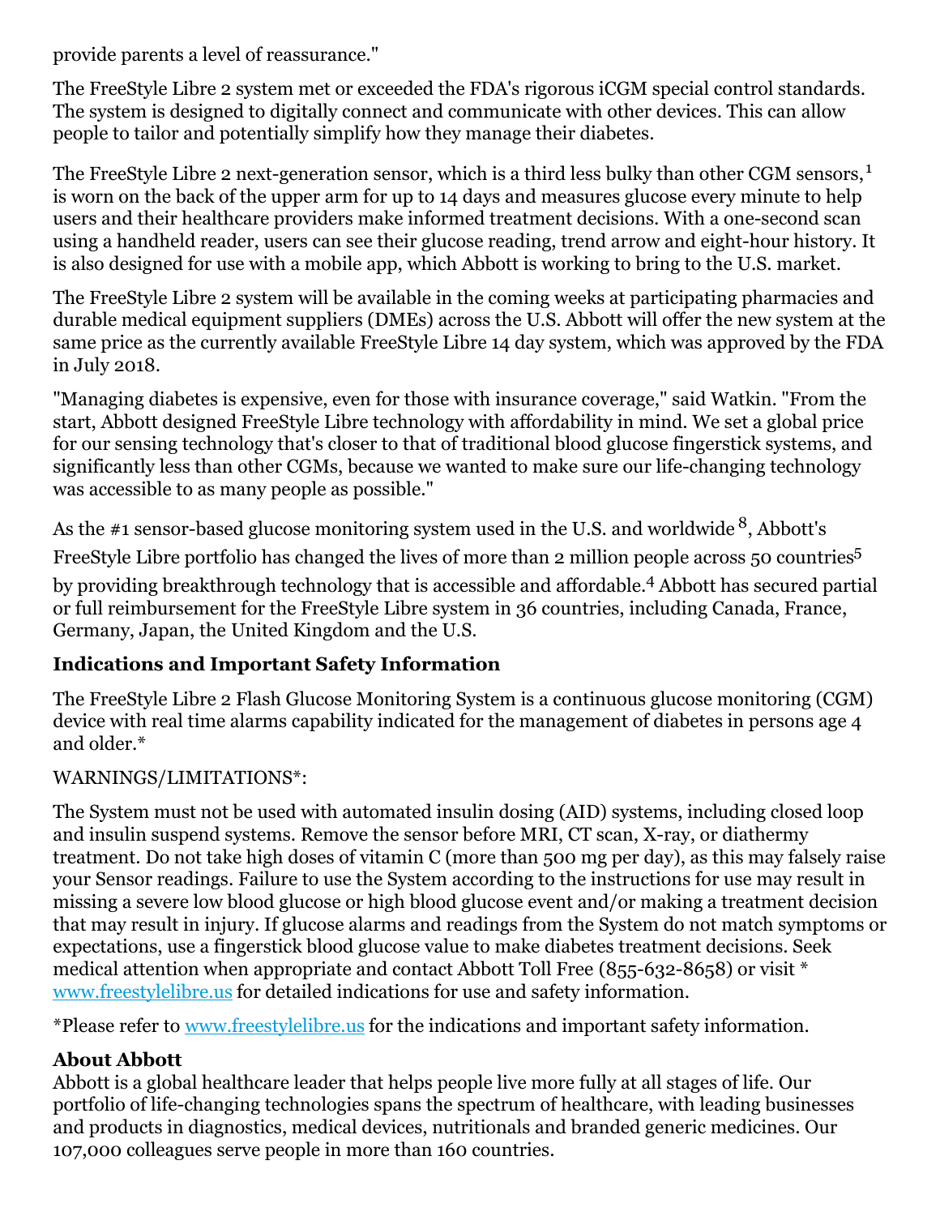provide parents a level of reassurance."

The FreeStyle Libre 2 system met or exceeded the FDA's rigorous iCGM special control standards. The system is designed to digitally connect and communicate with other devices. This can allow people to tailor and potentially simplify how they manage their diabetes.

The FreeStyle Libre 2 next-generation sensor, which is a third less bulky than other CGM sensors,[1] is worn on the back of the upper arm for up to 14 days and measures glucose every minute to help users and their healthcare providers make informed treatment decisions. With a one-second scan using a handheld reader, users can see their glucose reading, trend arrow and eight-hour history. It is also designed for use with a mobile app, which Abbott is working to bring to the U.S. market.

The FreeStyle Libre 2 system will be available in the coming weeks at participating pharmacies and durable medical equipment suppliers (DMEs) across the U.S. Abbott will offer the new system at the same price as the currently available FreeStyle Libre 14 day system, which was approved by the FDA in July 2018.

"Managing diabetes is expensive, even for those with insurance coverage," said Watkin. "From the start, Abbott designed FreeStyle Libre technology with affordability in mind. We set a global price for our sensing technology that's closer to that of traditional blood glucose fingerstick systems, and significantly less than other CGMs, because we wanted to make sure our life-changing technology was accessible to as many people as possible."

As the #1 sensor-based glucose monitoring system used in the U.S. and worldwide [8], Abbott's FreeStyle Libre portfolio has changed the lives of more than 2 million people across 50 countries[5] by providing breakthrough technology that is accessible and affordable.[4] Abbott has secured partial or full reimbursement for the FreeStyle Libre system in 36 countries, including Canada, France, Germany, Japan, the United Kingdom and the U.S.

## Indications and Important Safety Information

The FreeStyle Libre 2 Flash Glucose Monitoring System is a continuous glucose monitoring (CGM) device with real time alarms capability indicated for the management of diabetes in persons age 4 and older.*

WARNINGS/LIMITATIONS*:

The System must not be used with automated insulin dosing (AID) systems, including closed loop and insulin suspend systems. Remove the sensor before MRI, CT scan, X-ray, or diathermy treatment. Do not take high doses of vitamin C (more than 500 mg per day), as this may falsely raise your Sensor readings. Failure to use the System according to the instructions for use may result in missing a severe low blood glucose or high blood glucose event and/or making a treatment decision that may result in injury. If glucose alarms and readings from the System do not match symptoms or expectations, use a fingerstick blood glucose value to make diabetes treatment decisions. Seek medical attention when appropriate and contact Abbott Toll Free (855-632-8658) or visit * www.freestylelibre.us for detailed indications for use and safety information.

*Please refer to www.freestylelibre.us for the indications and important safety information.

## About Abbott

Abbott is a global healthcare leader that helps people live more fully at all stages of life. Our portfolio of life-changing technologies spans the spectrum of healthcare, with leading businesses and products in diagnostics, medical devices, nutritionals and branded generic medicines. Our 107,000 colleagues serve people in more than 160 countries.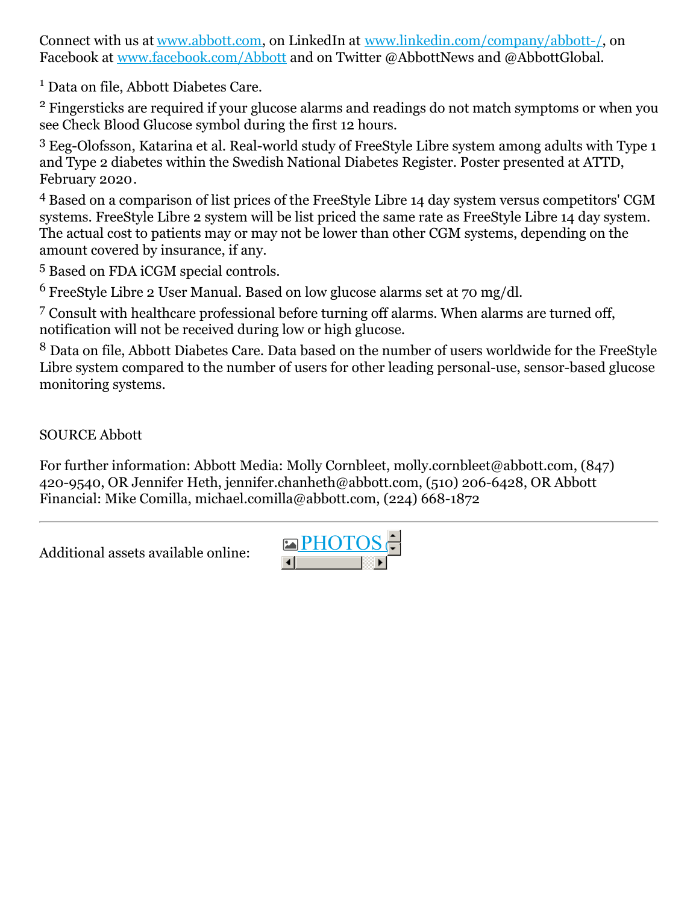Connect with us at www.abbott.com, on LinkedIn at www.linkedin.com/company/abbott-/, on Facebook at www.facebook.com/Abbott and on Twitter @AbbottNews and @AbbottGlobal.

[1] Data on file, Abbott Diabetes Care.

[2] Fingersticks are required if your glucose alarms and readings do not match symptoms or when you see Check Blood Glucose symbol during the first 12 hours.

[3] Eeg-Olofsson, Katarina et al. Real-world study of FreeStyle Libre system among adults with Type 1 and Type 2 diabetes within the Swedish National Diabetes Register. Poster presented at ATTD, February 2020.

[4] Based on a comparison of list prices of the FreeStyle Libre 14 day system versus competitors' CGM systems. FreeStyle Libre 2 system will be list priced the same rate as FreeStyle Libre 14 day system. The actual cost to patients may or may not be lower than other CGM systems, depending on the amount covered by insurance, if any.

[5] Based on FDA iCGM special controls.

[6] FreeStyle Libre 2 User Manual. Based on low glucose alarms set at 70 mg/dl.

[7] Consult with healthcare professional before turning off alarms. When alarms are turned off, notification will not be received during low or high glucose.

[8] Data on file, Abbott Diabetes Care. Data based on the number of users worldwide for the FreeStyle Libre system compared to the number of users for other leading personal-use, sensor-based glucose monitoring systems.

SOURCE Abbott

For further information: Abbott Media: Molly Cornbleet, molly.cornbleet@abbott.com, (847) 420-9540, OR Jennifer Heth, jennifer.chanheth@abbott.com, (510) 206-6428, OR Abbott Financial: Mike Comilla, michael.comilla@abbott.com, (224) 668-1872

---

Additional assets available online: PHOTOS